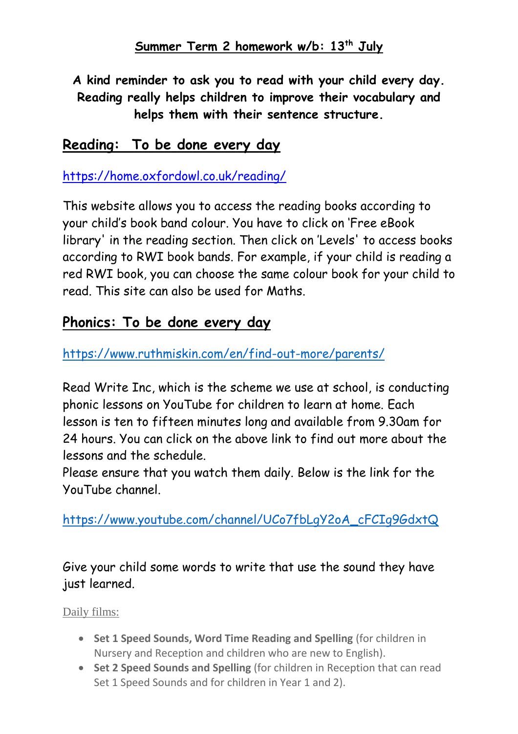## Summer Term 2 homework w/b: 13th July

**A kind reminder to ask you to read with your child every day. Reading really helps children to improve their vocabulary and helps them with their sentence structure.**

## Reading: To be done every day

https://home.oxfordowl.co.uk/reading/

This website allows you to access the reading books according to your child's book band colour. You have to click on 'Free eBook library' in the reading section. Then click on 'Levels' to access books according to RWI book bands. For example, if your child is reading a red RWI book, you can choose the same colour book for your child to read. This site can also be used for Maths.

## Phonics: To be done every day

https://www.ruthmiskin.com/en/find-out-more/parents/

Read Write Inc, which is the scheme we use at school, is conducting phonic lessons on YouTube for children to learn at home. Each lesson is ten to fifteen minutes long and available from 9.30am for 24 hours. You can click on the above link to find out more about the lessons and the schedule.
Please ensure that you watch them daily. Below is the link for the YouTube channel.

https://www.youtube.com/channel/UCo7fbLgY2oA_cFCIg9GdxtQ

Give your child some words to write that use the sound they have just learned.

Daily films:

- **Set 1 Speed Sounds, Word Time Reading and Spelling** (for children in Nursery and Reception and children who are new to English).
- **Set 2 Speed Sounds and Spelling** (for children in Reception that can read Set 1 Speed Sounds and for children in Year 1 and 2).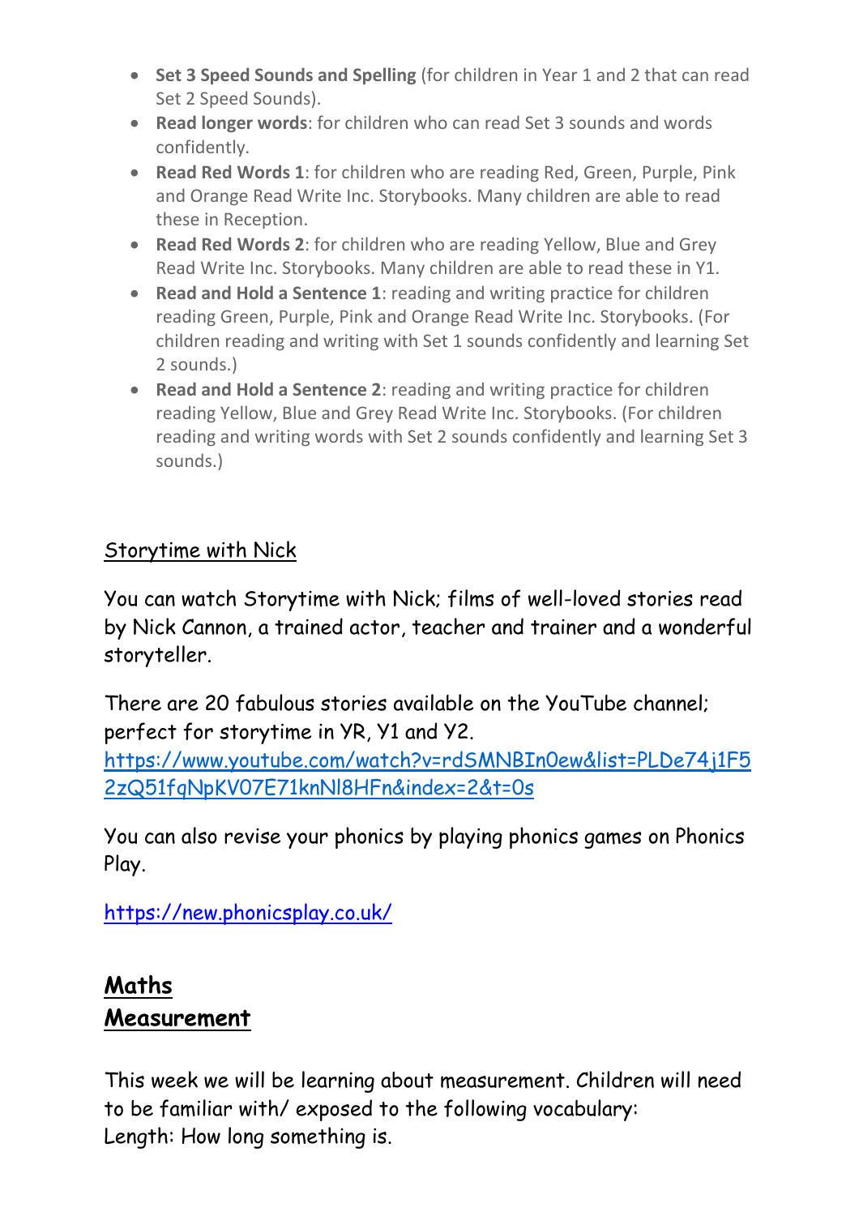- **Set 3 Speed Sounds and Spelling** (for children in Year 1 and 2 that can read Set 2 Speed Sounds).
- **Read longer words**: for children who can read Set 3 sounds and words confidently.
- **Read Red Words 1**: for children who are reading Red, Green, Purple, Pink and Orange Read Write Inc. Storybooks. Many children are able to read these in Reception.
- **Read Red Words 2**: for children who are reading Yellow, Blue and Grey Read Write Inc. Storybooks. Many children are able to read these in Y1.
- **Read and Hold a Sentence 1**: reading and writing practice for children reading Green, Purple, Pink and Orange Read Write Inc. Storybooks. (For children reading and writing with Set 1 sounds confidently and learning Set 2 sounds.)
- **Read and Hold a Sentence 2**: reading and writing practice for children reading Yellow, Blue and Grey Read Write Inc. Storybooks. (For children reading and writing words with Set 2 sounds confidently and learning Set 3 sounds.)

Storytime with Nick

You can watch Storytime with Nick; films of well-loved stories read by Nick Cannon, a trained actor, teacher and trainer and a wonderful storyteller.

There are 20 fabulous stories available on the YouTube channel; perfect for storytime in YR, Y1 and Y2.
https://www.youtube.com/watch?v=rdSMNBIn0ew&list=PLDe74j1F52zQ51fqNpKV07E71knNl8HFn&index=2&t=0s

You can also revise your phonics by playing phonics games on Phonics Play.

https://new.phonicsplay.co.uk/

## ***Maths***
## ***Measurement***

This week we will be learning about measurement. Children will need to be familiar with/ exposed to the following vocabulary:
Length: How long something is.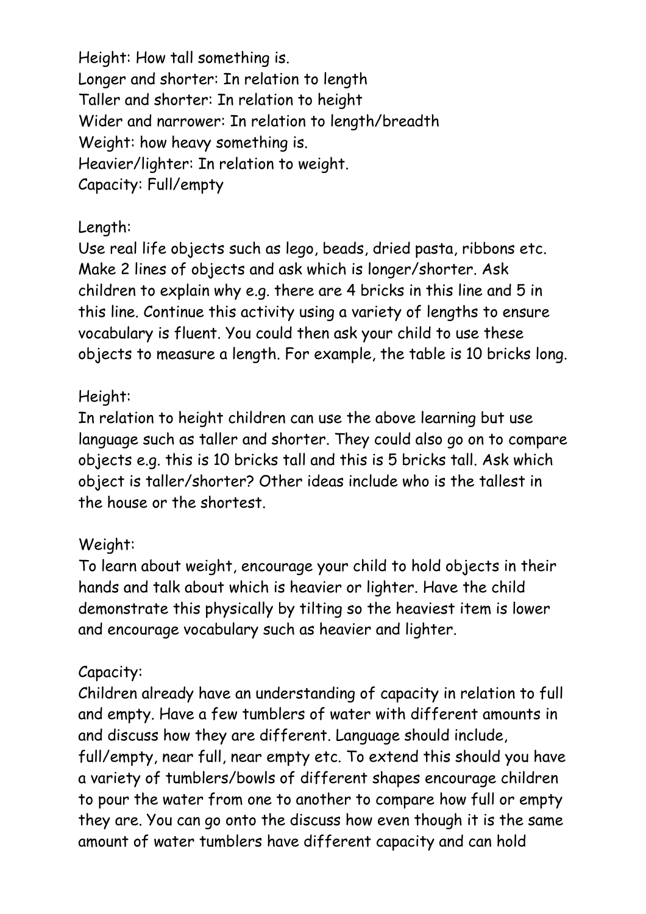Height: How tall something is.
Longer and shorter: In relation to length
Taller and shorter: In relation to height
Wider and narrower: In relation to length/breadth
Weight: how heavy something is.
Heavier/lighter: In relation to weight.
Capacity: Full/empty

Length:
Use real life objects such as lego, beads, dried pasta, ribbons etc. Make 2 lines of objects and ask which is longer/shorter. Ask children to explain why e.g. there are 4 bricks in this line and 5 in this line. Continue this activity using a variety of lengths to ensure vocabulary is fluent. You could then ask your child to use these objects to measure a length. For example, the table is 10 bricks long.

Height:
In relation to height children can use the above learning but use language such as taller and shorter. They could also go on to compare objects e.g. this is 10 bricks tall and this is 5 bricks tall. Ask which object is taller/shorter? Other ideas include who is the tallest in the house or the shortest.

Weight:
To learn about weight, encourage your child to hold objects in their hands and talk about which is heavier or lighter. Have the child demonstrate this physically by tilting so the heaviest item is lower and encourage vocabulary such as heavier and lighter.

Capacity:
Children already have an understanding of capacity in relation to full and empty. Have a few tumblers of water with different amounts in and discuss how they are different. Language should include, full/empty, near full, near empty etc. To extend this should you have a variety of tumblers/bowls of different shapes encourage children to pour the water from one to another to compare how full or empty they are. You can go onto the discuss how even though it is the same amount of water tumblers have different capacity and can hold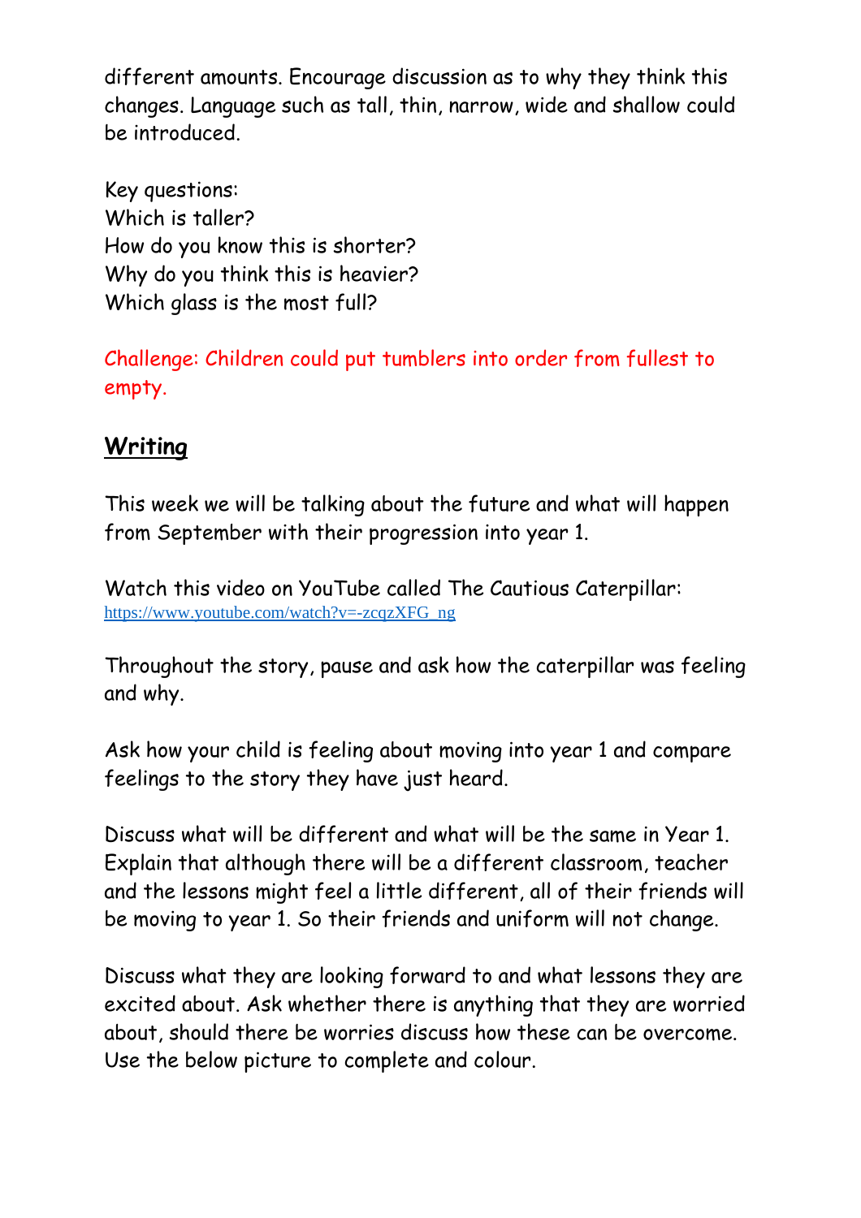different amounts. Encourage discussion as to why they think this changes. Language such as tall, thin, narrow, wide and shallow could be introduced.

Key questions:
Which is taller?
How do you know this is shorter?
Why do you think this is heavier?
Which glass is the most full?

Challenge: Children could put tumblers into order from fullest to empty.

## **Writing**

This week we will be talking about the future and what will happen from September with their progression into year 1.

Watch this video on YouTube called The Cautious Caterpillar:
https://www.youtube.com/watch?v=-zcqzXFG_ng

Throughout the story, pause and ask how the caterpillar was feeling and why.

Ask how your child is feeling about moving into year 1 and compare feelings to the story they have just heard.

Discuss what will be different and what will be the same in Year 1. Explain that although there will be a different classroom, teacher and the lessons might feel a little different, all of their friends will be moving to year 1. So their friends and uniform will not change.

Discuss what they are looking forward to and what lessons they are excited about. Ask whether there is anything that they are worried about, should there be worries discuss how these can be overcome. Use the below picture to complete and colour.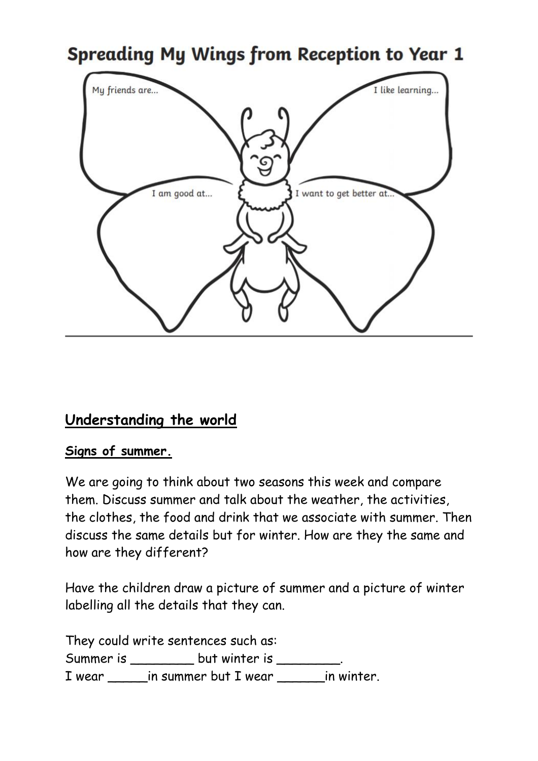## Spreading My Wings from Reception to Year 1

My friends are...

I like learning...

I am good at...

I want to get better at...

## Understanding the world

**Signs of summer.**

We are going to think about two seasons this week and compare them. Discuss summer and talk about the weather, the activities, the clothes, the food and drink that we associate with summer. Then discuss the same details but for winter. How are they the same and how are they different?

Have the children draw a picture of summer and a picture of winter labelling all the details that they can.

They could write sentences such as:
Summer is ________ but winter is ________.
I wear _____in summer but I wear ______in winter.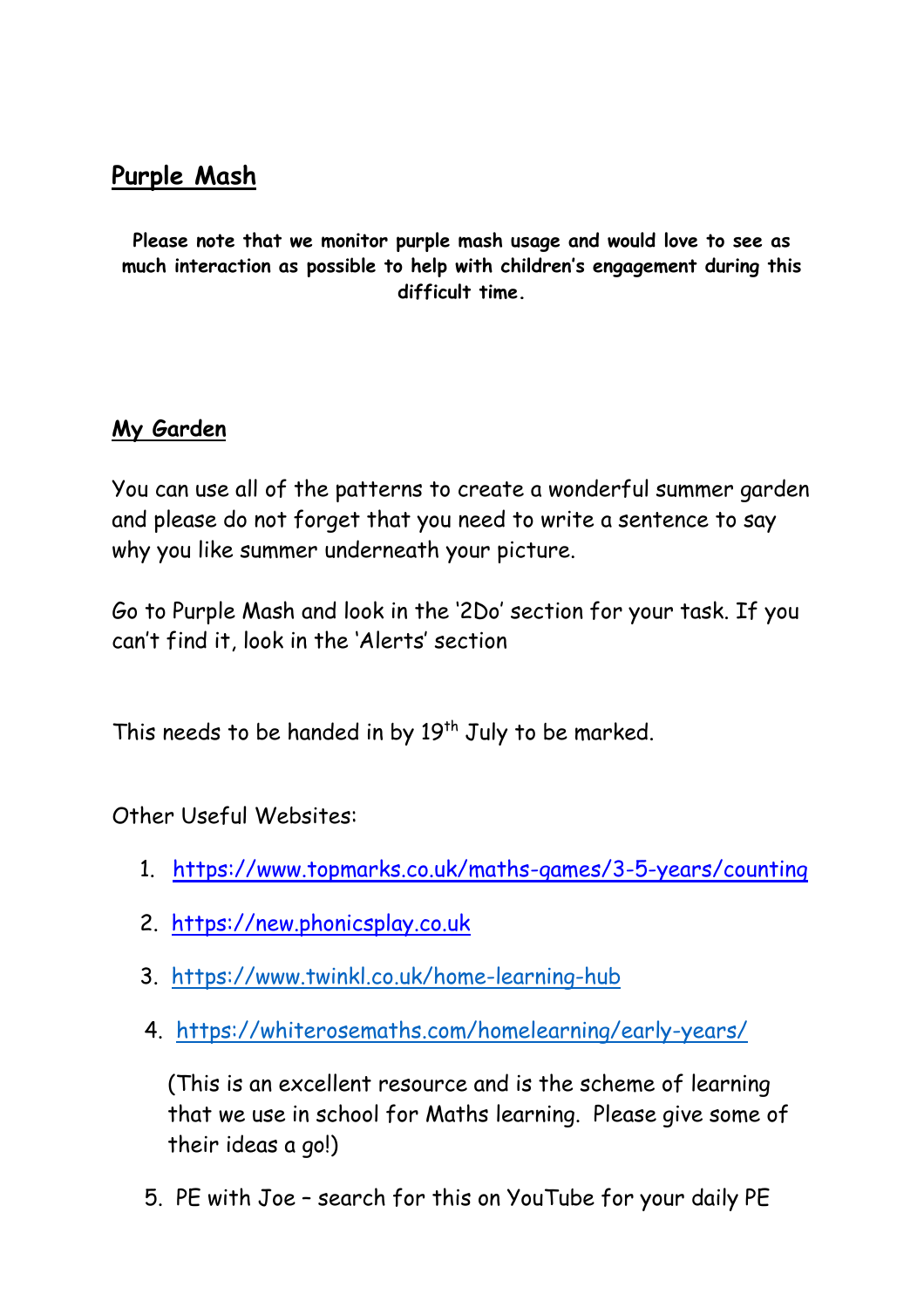## Purple Mash

**Please note that we monitor purple mash usage and would love to see as much interaction as possible to help with children's engagement during this difficult time.**

## My Garden

You can use all of the patterns to create a wonderful summer garden and please do not forget that you need to write a sentence to say why you like summer underneath your picture.

Go to Purple Mash and look in the '2Do' section for your task. If you can't find it, look in the 'Alerts' section

This needs to be handed in by 19th July to be marked.

Other Useful Websites:

1. https://www.topmarks.co.uk/maths-games/3-5-years/counting
2. https://new.phonicsplay.co.uk
3. https://www.twinkl.co.uk/home-learning-hub
4. https://whiterosemaths.com/homelearning/early-years/

   (This is an excellent resource and is the scheme of learning that we use in school for Maths learning. Please give some of their ideas a go!)

5. PE with Joe – search for this on YouTube for your daily PE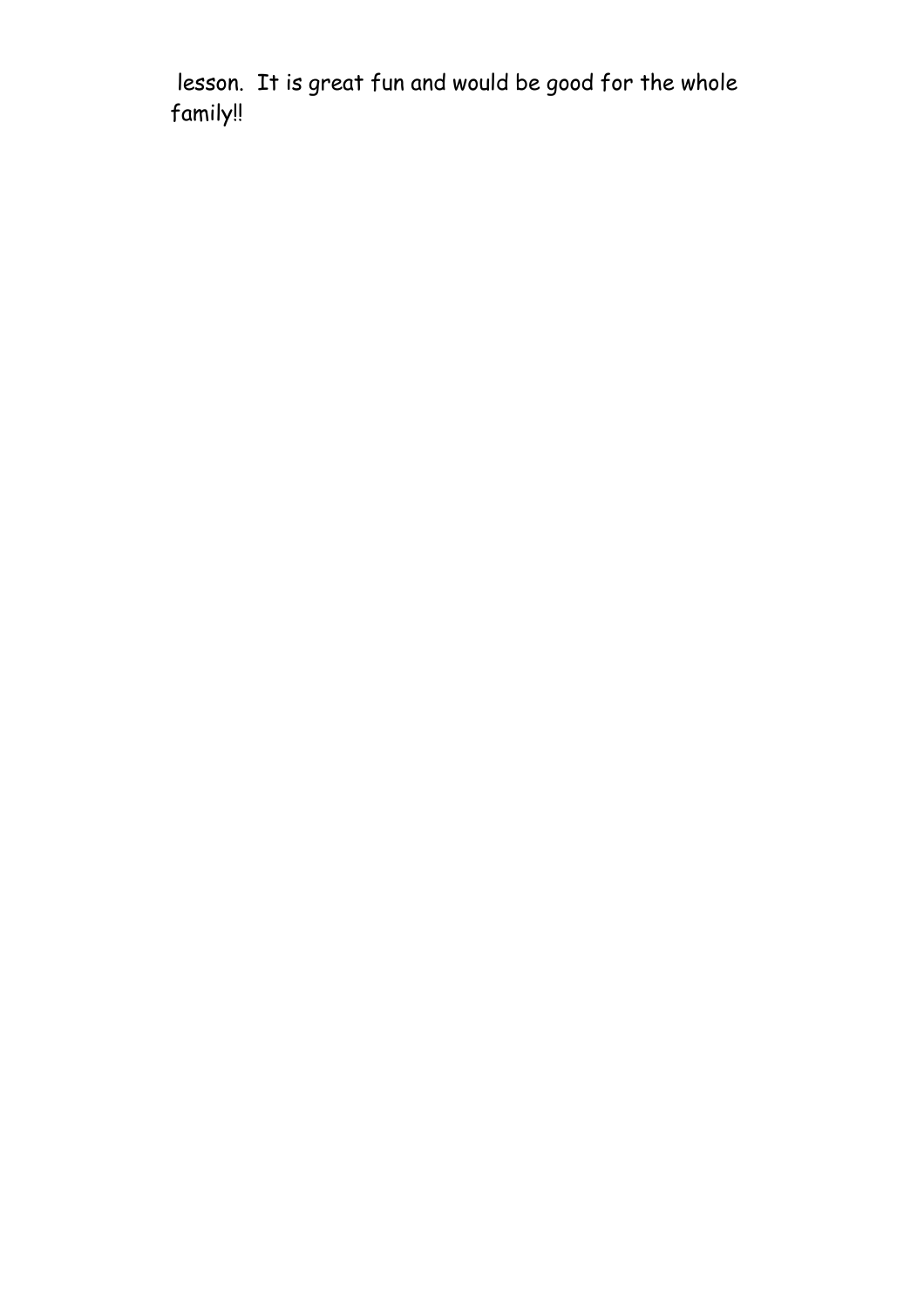lesson.  It is great fun and would be good for the whole family!!